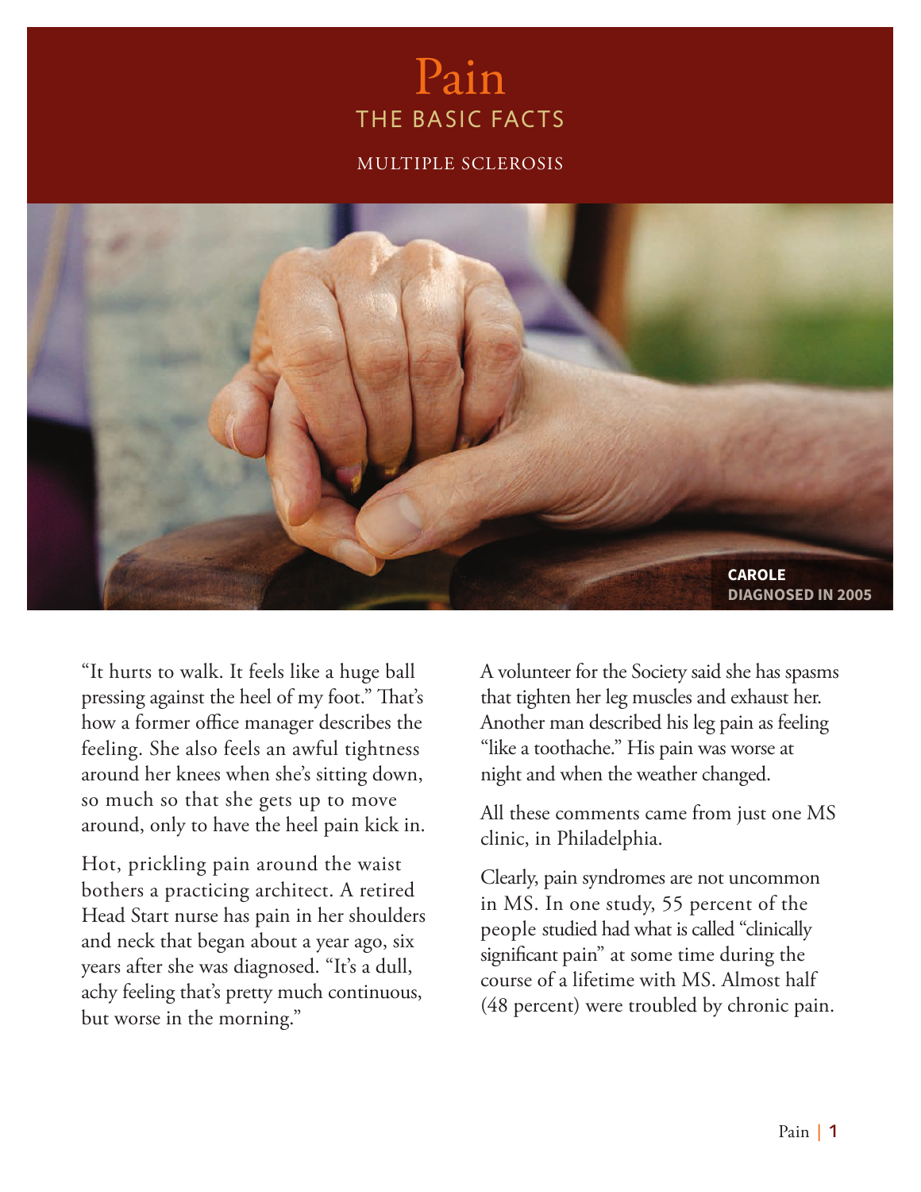# Pain

## THE BASIC FACTS

MULTIPLE SCLEROSIS

**CAROLE**
**DIAGNOSED IN 2005**

"It hurts to walk. It feels like a huge ball pressing against the heel of my foot." That's how a former office manager describes the feeling. She also feels an awful tightness around her knees when she's sitting down, so much so that she gets up to move around, only to have the heel pain kick in.

Hot, prickling pain around the waist bothers a practicing architect. A retired Head Start nurse has pain in her shoulders and neck that began about a year ago, six years after she was diagnosed. "It's a dull, achy feeling that's pretty much continuous, but worse in the morning."

A volunteer for the Society said she has spasms that tighten her leg muscles and exhaust her. Another man described his leg pain as feeling "like a toothache." His pain was worse at night and when the weather changed.

All these comments came from just one MS clinic, in Philadelphia.

Clearly, pain syndromes are not uncommon in MS. In one study, 55 percent of the people studied had what is called "clinically significant pain" at some time during the course of a lifetime with MS. Almost half (48 percent) were troubled by chronic pain.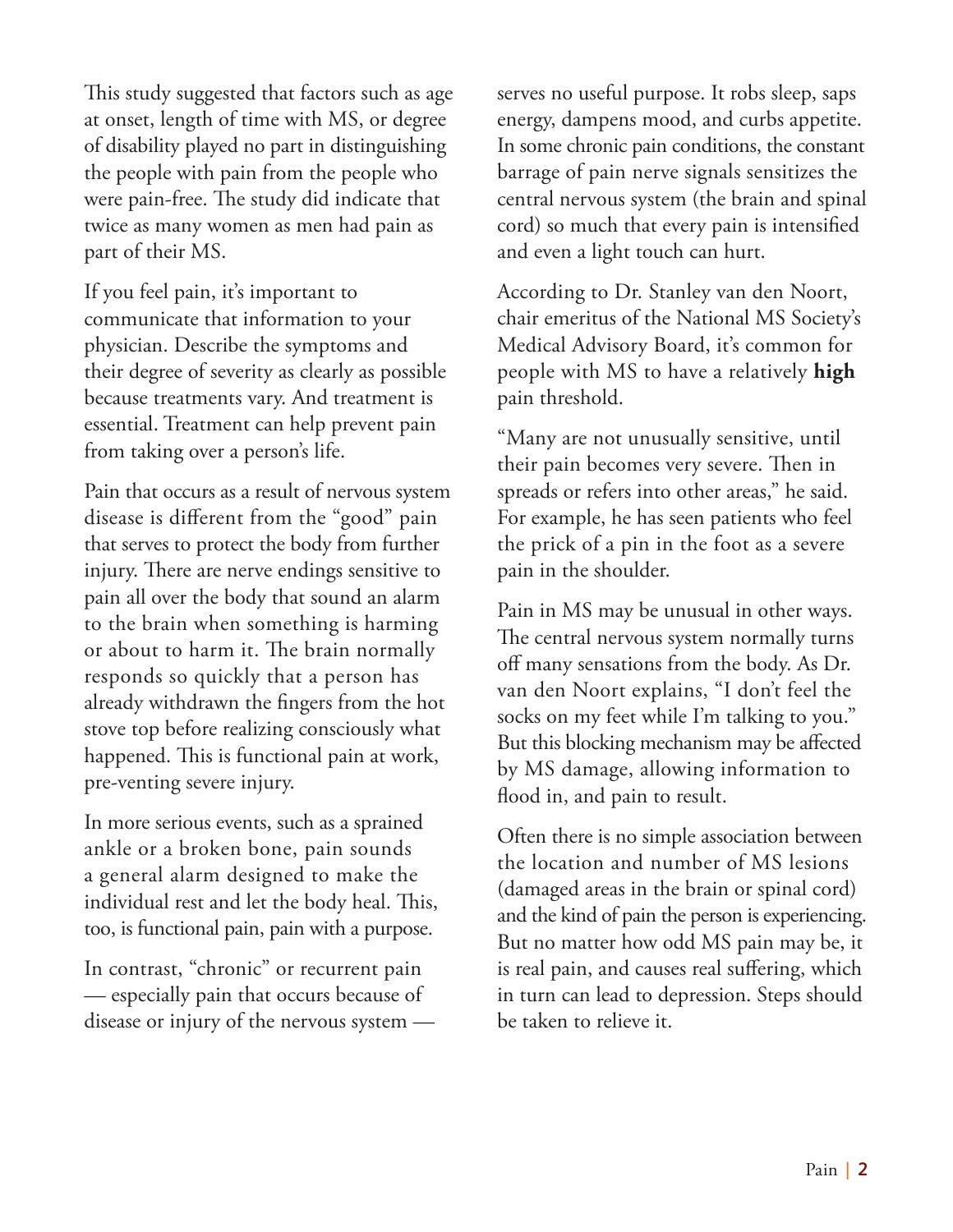This study suggested that factors such as age at onset, length of time with MS, or degree of disability played no part in distinguishing the people with pain from the people who were pain-free. The study did indicate that twice as many women as men had pain as part of their MS.

If you feel pain, it's important to communicate that information to your physician. Describe the symptoms and their degree of severity as clearly as possible because treatments vary. And treatment is essential. Treatment can help prevent pain from taking over a person's life.

Pain that occurs as a result of nervous system disease is different from the "good" pain that serves to protect the body from further injury. There are nerve endings sensitive to pain all over the body that sound an alarm to the brain when something is harming or about to harm it. The brain normally responds so quickly that a person has already withdrawn the fingers from the hot stove top before realizing consciously what happened. This is functional pain at work, pre-venting severe injury.

In more serious events, such as a sprained ankle or a broken bone, pain sounds a general alarm designed to make the individual rest and let the body heal. This, too, is functional pain, pain with a purpose.

In contrast, "chronic" or recurrent pain — especially pain that occurs because of disease or injury of the nervous system — serves no useful purpose. It robs sleep, saps energy, dampens mood, and curbs appetite. In some chronic pain conditions, the constant barrage of pain nerve signals sensitizes the central nervous system (the brain and spinal cord) so much that every pain is intensified and even a light touch can hurt.

According to Dr. Stanley van den Noort, chair emeritus of the National MS Society's Medical Advisory Board, it's common for people with MS to have a relatively **high** pain threshold.

"Many are not unusually sensitive, until their pain becomes very severe. Then in spreads or refers into other areas," he said. For example, he has seen patients who feel the prick of a pin in the foot as a severe pain in the shoulder.

Pain in MS may be unusual in other ways. The central nervous system normally turns off many sensations from the body. As Dr. van den Noort explains, "I don't feel the socks on my feet while I'm talking to you." But this blocking mechanism may be affected by MS damage, allowing information to flood in, and pain to result.

Often there is no simple association between the location and number of MS lesions (damaged areas in the brain or spinal cord) and the kind of pain the person is experiencing. But no matter how odd MS pain may be, it is real pain, and causes real suffering, which in turn can lead to depression. Steps should be taken to relieve it.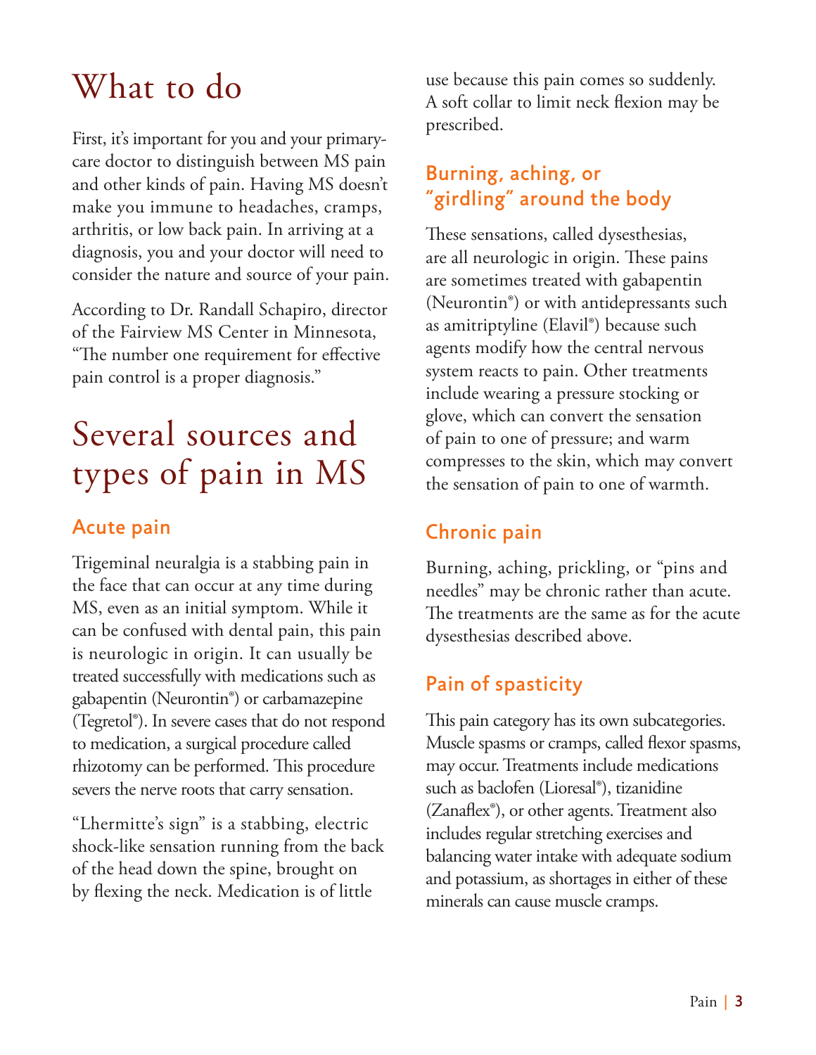# What to do

First, it's important for you and your primary-care doctor to distinguish between MS pain and other kinds of pain. Having MS doesn't make you immune to headaches, cramps, arthritis, or low back pain. In arriving at a diagnosis, you and your doctor will need to consider the nature and source of your pain.

According to Dr. Randall Schapiro, director of the Fairview MS Center in Minnesota, "The number one requirement for effective pain control is a proper diagnosis."

# Several sources and types of pain in MS

## Acute pain

Trigeminal neuralgia is a stabbing pain in the face that can occur at any time during MS, even as an initial symptom. While it can be confused with dental pain, this pain is neurologic in origin. It can usually be treated successfully with medications such as gabapentin (Neurontin®) or carbamazepine (Tegretol®). In severe cases that do not respond to medication, a surgical procedure called rhizotomy can be performed. This procedure severs the nerve roots that carry sensation.

"Lhermitte's sign" is a stabbing, electric shock-like sensation running from the back of the head down the spine, brought on by flexing the neck. Medication is of little use because this pain comes so suddenly. A soft collar to limit neck flexion may be prescribed.

## Burning, aching, or "girdling" around the body

These sensations, called dysesthesias, are all neurologic in origin. These pains are sometimes treated with gabapentin (Neurontin®) or with antidepressants such as amitriptyline (Elavil®) because such agents modify how the central nervous system reacts to pain. Other treatments include wearing a pressure stocking or glove, which can convert the sensation of pain to one of pressure; and warm compresses to the skin, which may convert the sensation of pain to one of warmth.

## Chronic pain

Burning, aching, prickling, or "pins and needles" may be chronic rather than acute. The treatments are the same as for the acute dysesthesias described above.

## Pain of spasticity

This pain category has its own subcategories. Muscle spasms or cramps, called flexor spasms, may occur. Treatments include medications such as baclofen (Lioresal®), tizanidine (Zanaflex®), or other agents. Treatment also includes regular stretching exercises and balancing water intake with adequate sodium and potassium, as shortages in either of these minerals can cause muscle cramps.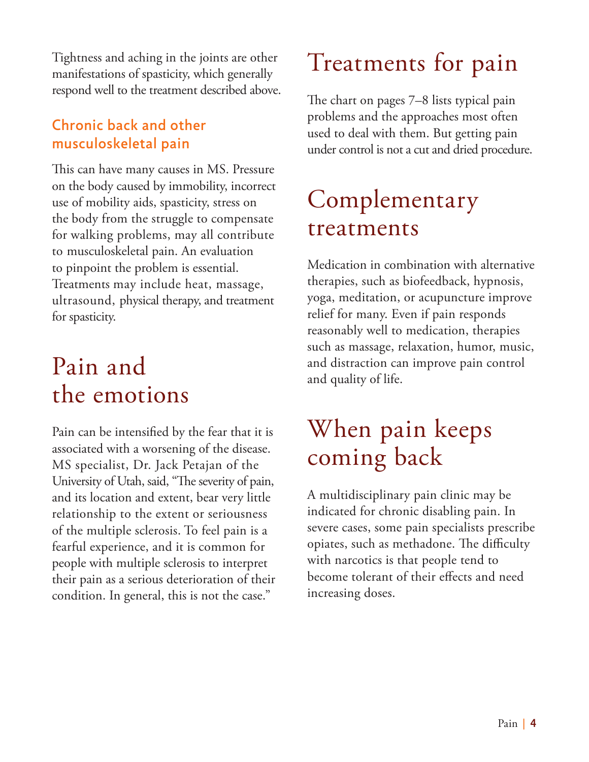Tightness and aching in the joints are other manifestations of spasticity, which generally respond well to the treatment described above.

### Chronic back and other musculoskeletal pain

This can have many causes in MS. Pressure on the body caused by immobility, incorrect use of mobility aids, spasticity, stress on the body from the struggle to compensate for walking problems, may all contribute to musculoskeletal pain. An evaluation to pinpoint the problem is essential. Treatments may include heat, massage, ultrasound, physical therapy, and treatment for spasticity.

## Pain and the emotions

Pain can be intensified by the fear that it is associated with a worsening of the disease. MS specialist, Dr. Jack Petajan of the University of Utah, said, "The severity of pain, and its location and extent, bear very little relationship to the extent or seriousness of the multiple sclerosis. To feel pain is a fearful experience, and it is common for people with multiple sclerosis to interpret their pain as a serious deterioration of their condition. In general, this is not the case."

## Treatments for pain

The chart on pages 7–8 lists typical pain problems and the approaches most often used to deal with them. But getting pain under control is not a cut and dried procedure.

## Complementary treatments

Medication in combination with alternative therapies, such as biofeedback, hypnosis, yoga, meditation, or acupuncture improve relief for many. Even if pain responds reasonably well to medication, therapies such as massage, relaxation, humor, music, and distraction can improve pain control and quality of life.

## When pain keeps coming back

A multidisciplinary pain clinic may be indicated for chronic disabling pain. In severe cases, some pain specialists prescribe opiates, such as methadone. The difficulty with narcotics is that people tend to become tolerant of their effects and need increasing doses.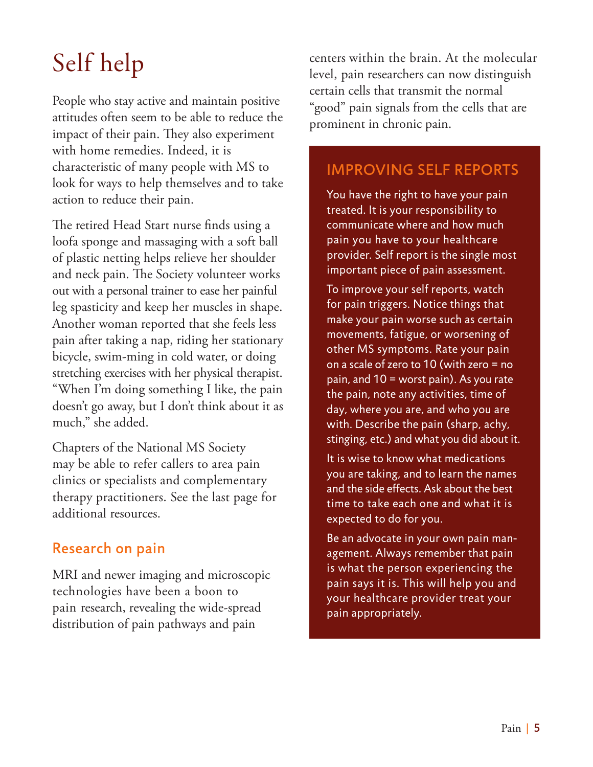# Self help

People who stay active and maintain positive attitudes often seem to be able to reduce the impact of their pain. They also experiment with home remedies. Indeed, it is characteristic of many people with MS to look for ways to help themselves and to take action to reduce their pain.

The retired Head Start nurse finds using a loofa sponge and massaging with a soft ball of plastic netting helps relieve her shoulder and neck pain. The Society volunteer works out with a personal trainer to ease her painful leg spasticity and keep her muscles in shape. Another woman reported that she feels less pain after taking a nap, riding her stationary bicycle, swim-ming in cold water, or doing stretching exercises with her physical therapist. "When I'm doing something I like, the pain doesn't go away, but I don't think about it as much," she added.

Chapters of the National MS Society may be able to refer callers to area pain clinics or specialists and complementary therapy practitioners. See the last page for additional resources.

## Research on pain

MRI and newer imaging and microscopic technologies have been a boon to pain research, revealing the wide-spread distribution of pain pathways and pain centers within the brain. At the molecular level, pain researchers can now distinguish certain cells that transmit the normal "good" pain signals from the cells that are prominent in chronic pain.

## IMPROVING SELF REPORTS

You have the right to have your pain treated. It is your responsibility to communicate where and how much pain you have to your healthcare provider. Self report is the single most important piece of pain assessment.

To improve your self reports, watch for pain triggers. Notice things that make your pain worse such as certain movements, fatigue, or worsening of other MS symptoms. Rate your pain on a scale of zero to 10 (with zero = no pain, and 10 = worst pain). As you rate the pain, note any activities, time of day, where you are, and who you are with. Describe the pain (sharp, achy, stinging, etc.) and what you did about it.

It is wise to know what medications you are taking, and to learn the names and the side effects. Ask about the best time to take each one and what it is expected to do for you.

Be an advocate in your own pain management. Always remember that pain is what the person experiencing the pain says it is. This will help you and your healthcare provider treat your pain appropriately.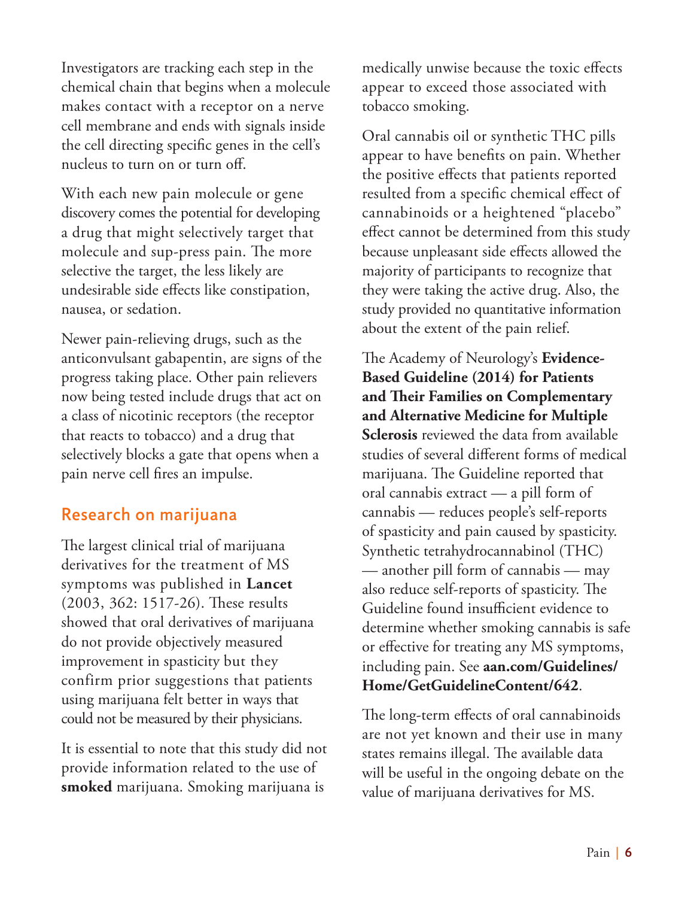Investigators are tracking each step in the chemical chain that begins when a molecule makes contact with a receptor on a nerve cell membrane and ends with signals inside the cell directing specific genes in the cell's nucleus to turn on or turn off.

With each new pain molecule or gene discovery comes the potential for developing a drug that might selectively target that molecule and sup-press pain. The more selective the target, the less likely are undesirable side effects like constipation, nausea, or sedation.

Newer pain-relieving drugs, such as the anticonvulsant gabapentin, are signs of the progress taking place. Other pain relievers now being tested include drugs that act on a class of nicotinic receptors (the receptor that reacts to tobacco) and a drug that selectively blocks a gate that opens when a pain nerve cell fires an impulse.

## Research on marijuana

The largest clinical trial of marijuana derivatives for the treatment of MS symptoms was published in **Lancet** (2003, 362: 1517-26). These results showed that oral derivatives of marijuana do not provide objectively measured improvement in spasticity but they confirm prior suggestions that patients using marijuana felt better in ways that could not be measured by their physicians.

It is essential to note that this study did not provide information related to the use of **smoked** marijuana. Smoking marijuana is medically unwise because the toxic effects appear to exceed those associated with tobacco smoking.

Oral cannabis oil or synthetic THC pills appear to have benefits on pain. Whether the positive effects that patients reported resulted from a specific chemical effect of cannabinoids or a heightened "placebo" effect cannot be determined from this study because unpleasant side effects allowed the majority of participants to recognize that they were taking the active drug. Also, the study provided no quantitative information about the extent of the pain relief.

The Academy of Neurology's **Evidence-Based Guideline (2014) for Patients and Their Families on Complementary and Alternative Medicine for Multiple Sclerosis** reviewed the data from available studies of several different forms of medical marijuana. The Guideline reported that oral cannabis extract — a pill form of cannabis — reduces people's self-reports of spasticity and pain caused by spasticity. Synthetic tetrahydrocannabinol (THC) — another pill form of cannabis — may also reduce self-reports of spasticity. The Guideline found insufficient evidence to determine whether smoking cannabis is safe or effective for treating any MS symptoms, including pain. See **aan.com/Guidelines/Home/GetGuidelineContent/642**.

The long-term effects of oral cannabinoids are not yet known and their use in many states remains illegal. The available data will be useful in the ongoing debate on the value of marijuana derivatives for MS.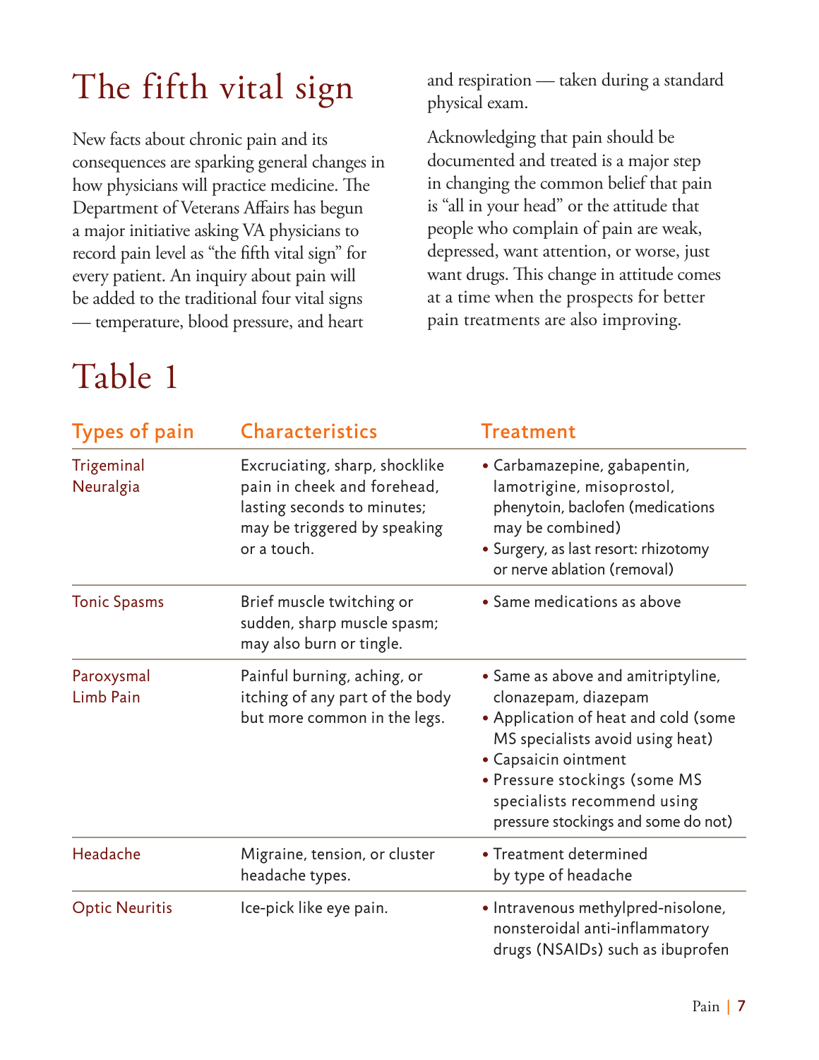# The fifth vital sign

New facts about chronic pain and its consequences are sparking general changes in how physicians will practice medicine. The Department of Veterans Affairs has begun a major initiative asking VA physicians to record pain level as "the fifth vital sign" for every patient. An inquiry about pain will be added to the traditional four vital signs — temperature, blood pressure, and heart and respiration — taken during a standard physical exam.

Acknowledging that pain should be documented and treated is a major step in changing the common belief that pain is "all in your head" or the attitude that people who complain of pain are weak, depressed, want attention, or worse, just want drugs. This change in attitude comes at a time when the prospects for better pain treatments are also improving.

# Table 1

| Types of pain | Characteristics | Treatment |
|---|---|---|
| Trigeminal Neuralgia | Excruciating, sharp, shocklike pain in cheek and forehead, lasting seconds to minutes; may be triggered by speaking or a touch. | • Carbamazepine, gabapentin, lamotrigine, misoprostol, phenytoin, baclofen (medications may be combined)<br>• Surgery, as last resort: rhizotomy or nerve ablation (removal) |
| Tonic Spasms | Brief muscle twitching or sudden, sharp muscle spasm; may also burn or tingle. | • Same medications as above |
| Paroxysmal Limb Pain | Painful burning, aching, or itching of any part of the body but more common in the legs. | • Same as above and amitriptyline, clonazepam, diazepam<br>• Application of heat and cold (some MS specialists avoid using heat)<br>• Capsaicin ointment<br>• Pressure stockings (some MS specialists recommend using pressure stockings and some do not) |
| Headache | Migraine, tension, or cluster headache types. | • Treatment determined by type of headache |
| Optic Neuritis | Ice-pick like eye pain. | • Intravenous methylpred-nisolone, nonsteroidal anti-inflammatory drugs (NSAIDs) such as ibuprofen |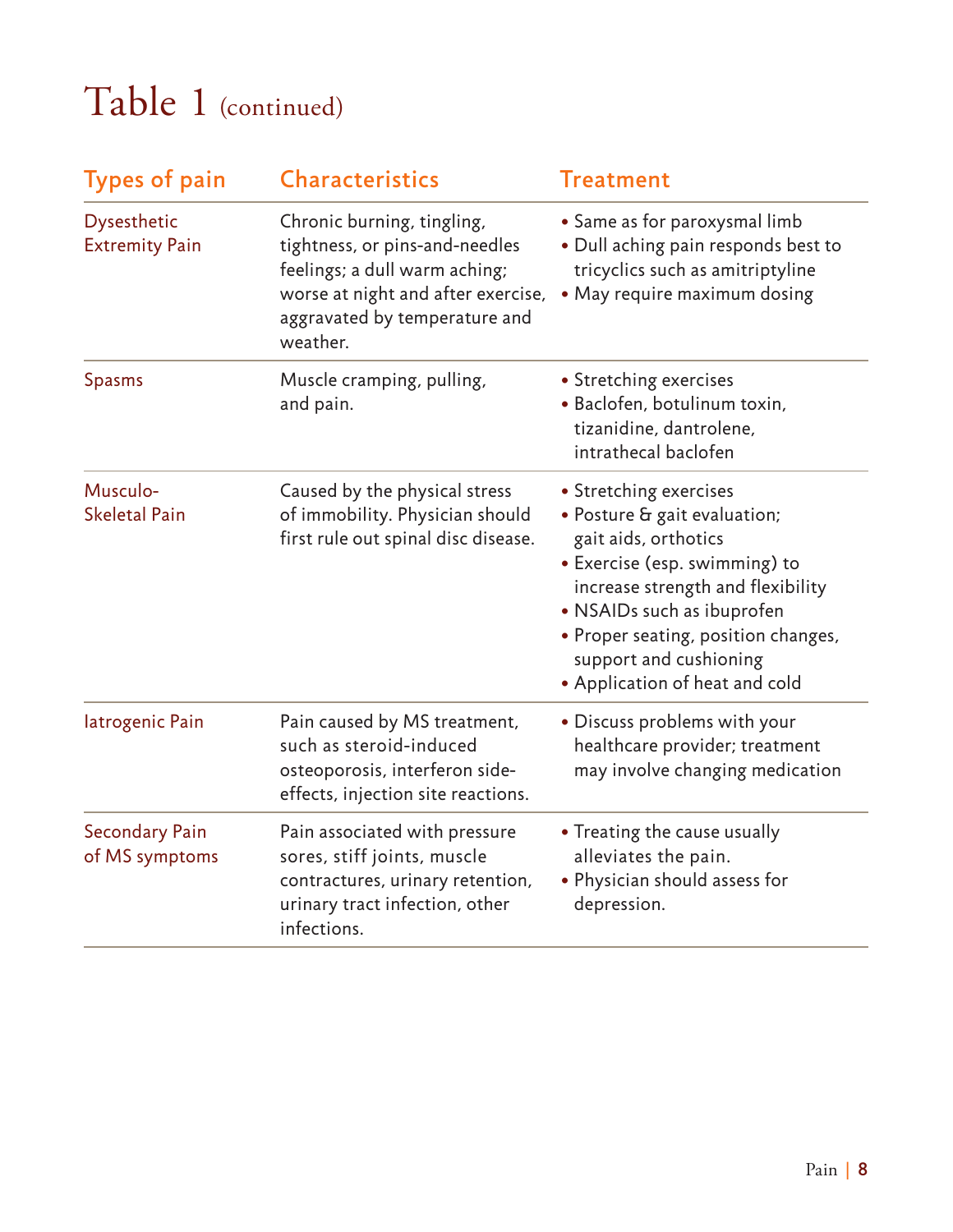# Table 1 (continued)

| Types of pain | Characteristics | Treatment |
|---|---|---|
| Dysesthetic Extremity Pain | Chronic burning, tingling, tightness, or pins-and-needles feelings; a dull warm aching; worse at night and after exercise, aggravated by temperature and weather. | • Same as for paroxysmal limb<br>• Dull aching pain responds best to tricyclics such as amitriptyline<br>• May require maximum dosing |
| Spasms | Muscle cramping, pulling, and pain. | • Stretching exercises<br>• Baclofen, botulinum toxin, tizanidine, dantrolene, intrathecal baclofen |
| Musculo-Skeletal Pain | Caused by the physical stress of immobility. Physician should first rule out spinal disc disease. | • Stretching exercises<br>• Posture & gait evaluation; gait aids, orthotics<br>• Exercise (esp. swimming) to increase strength and flexibility<br>• NSAIDs such as ibuprofen<br>• Proper seating, position changes, support and cushioning<br>• Application of heat and cold |
| Iatrogenic Pain | Pain caused by MS treatment, such as steroid-induced osteoporosis, interferon side-effects, injection site reactions. | • Discuss problems with your healthcare provider; treatment may involve changing medication |
| Secondary Pain of MS symptoms | Pain associated with pressure sores, stiff joints, muscle contractures, urinary retention, urinary tract infection, other infections. | • Treating the cause usually alleviates the pain.<br>• Physician should assess for depression. |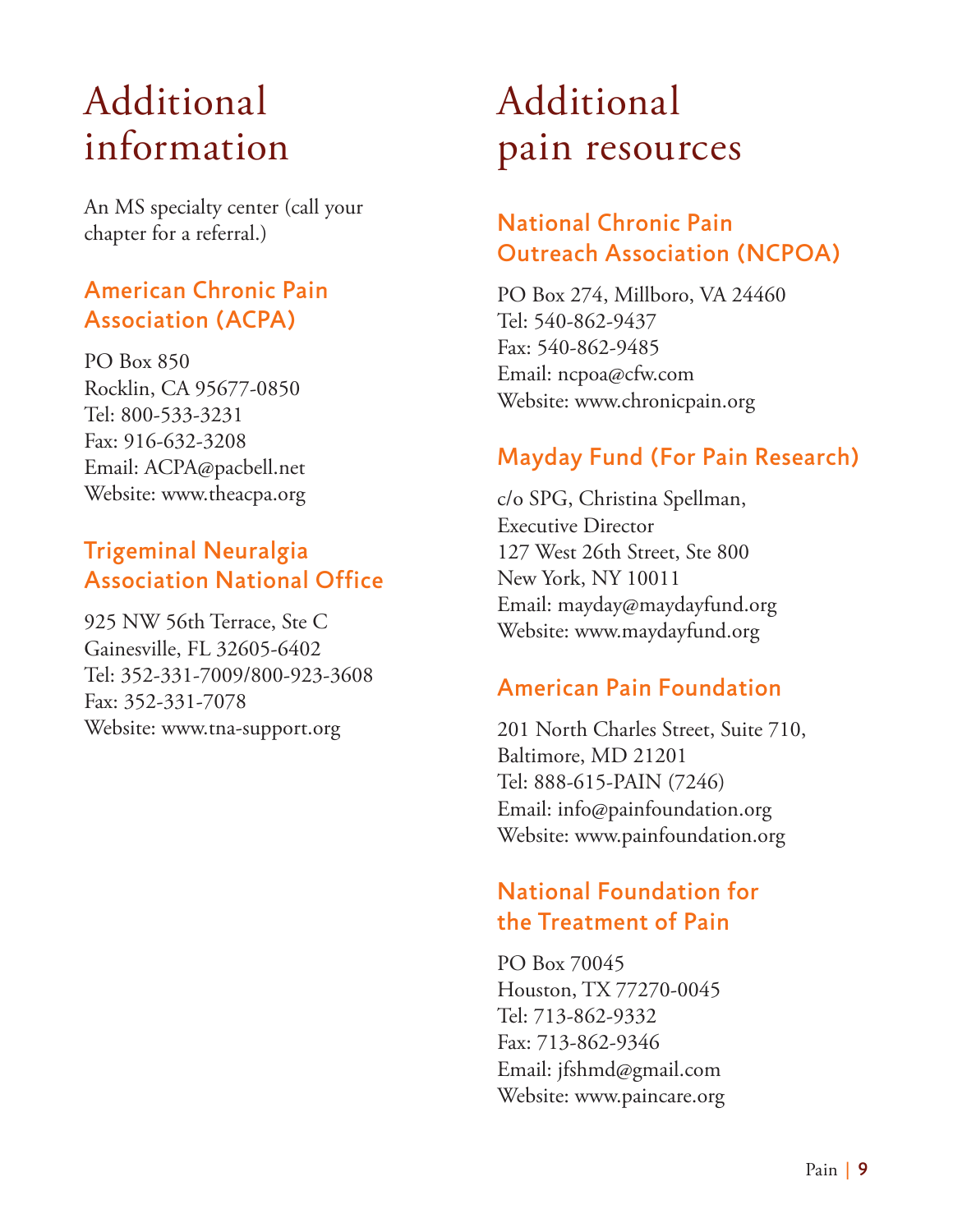# Additional information

An MS specialty center (call your chapter for a referral.)

## American Chronic Pain Association (ACPA)

PO Box 850
Rocklin, CA 95677-0850
Tel: 800-533-3231
Fax: 916-632-3208
Email: ACPA@pacbell.net
Website: www.theacpa.org

## Trigeminal Neuralgia Association National Office

925 NW 56th Terrace, Ste C
Gainesville, FL 32605-6402
Tel: 352-331-7009/800-923-3608
Fax: 352-331-7078
Website: www.tna-support.org

# Additional pain resources

## National Chronic Pain Outreach Association (NCPOA)

PO Box 274, Millboro, VA 24460
Tel: 540-862-9437
Fax: 540-862-9485
Email: ncpoa@cfw.com
Website: www.chronicpain.org

## Mayday Fund (For Pain Research)

c/o SPG, Christina Spellman,
Executive Director
127 West 26th Street, Ste 800
New York, NY 10011
Email: mayday@maydayfund.org
Website: www.maydayfund.org

## American Pain Foundation

201 North Charles Street, Suite 710,
Baltimore, MD 21201
Tel: 888-615-PAIN (7246)
Email: info@painfoundation.org
Website: www.painfoundation.org

## National Foundation for the Treatment of Pain

PO Box 70045
Houston, TX 77270-0045
Tel: 713-862-9332
Fax: 713-862-9346
Email: jfshmd@gmail.com
Website: www.paincare.org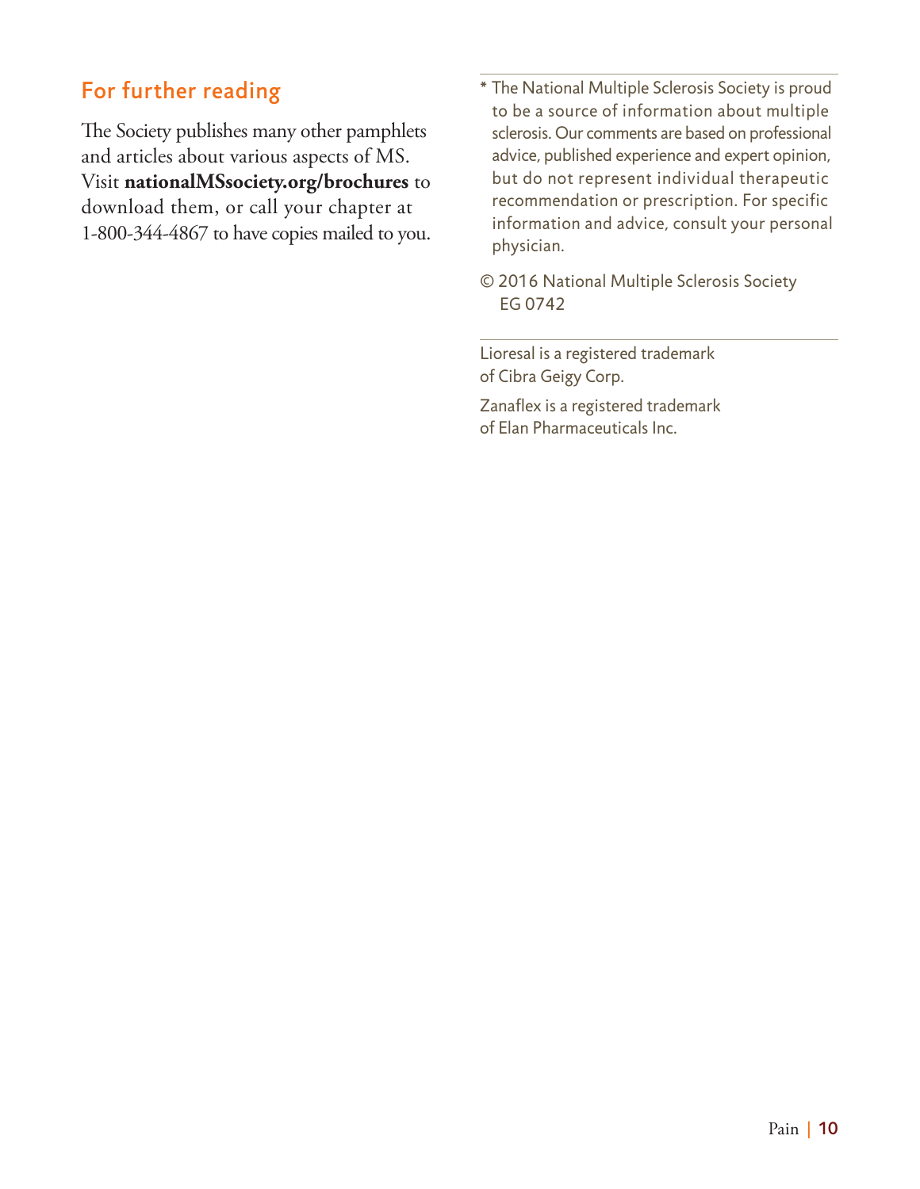## For further reading

The Society publishes many other pamphlets and articles about various aspects of MS. Visit **nationalMSsociety.org/brochures** to download them, or call your chapter at 1-800-344-4867 to have copies mailed to you.

\* The National Multiple Sclerosis Society is proud to be a source of information about multiple sclerosis. Our comments are based on professional advice, published experience and expert opinion, but do not represent individual therapeutic recommendation or prescription. For specific information and advice, consult your personal physician.

© 2016 National Multiple Sclerosis Society
EG 0742

Lioresal is a registered trademark of Cibra Geigy Corp.

Zanaflex is a registered trademark of Elan Pharmaceuticals Inc.